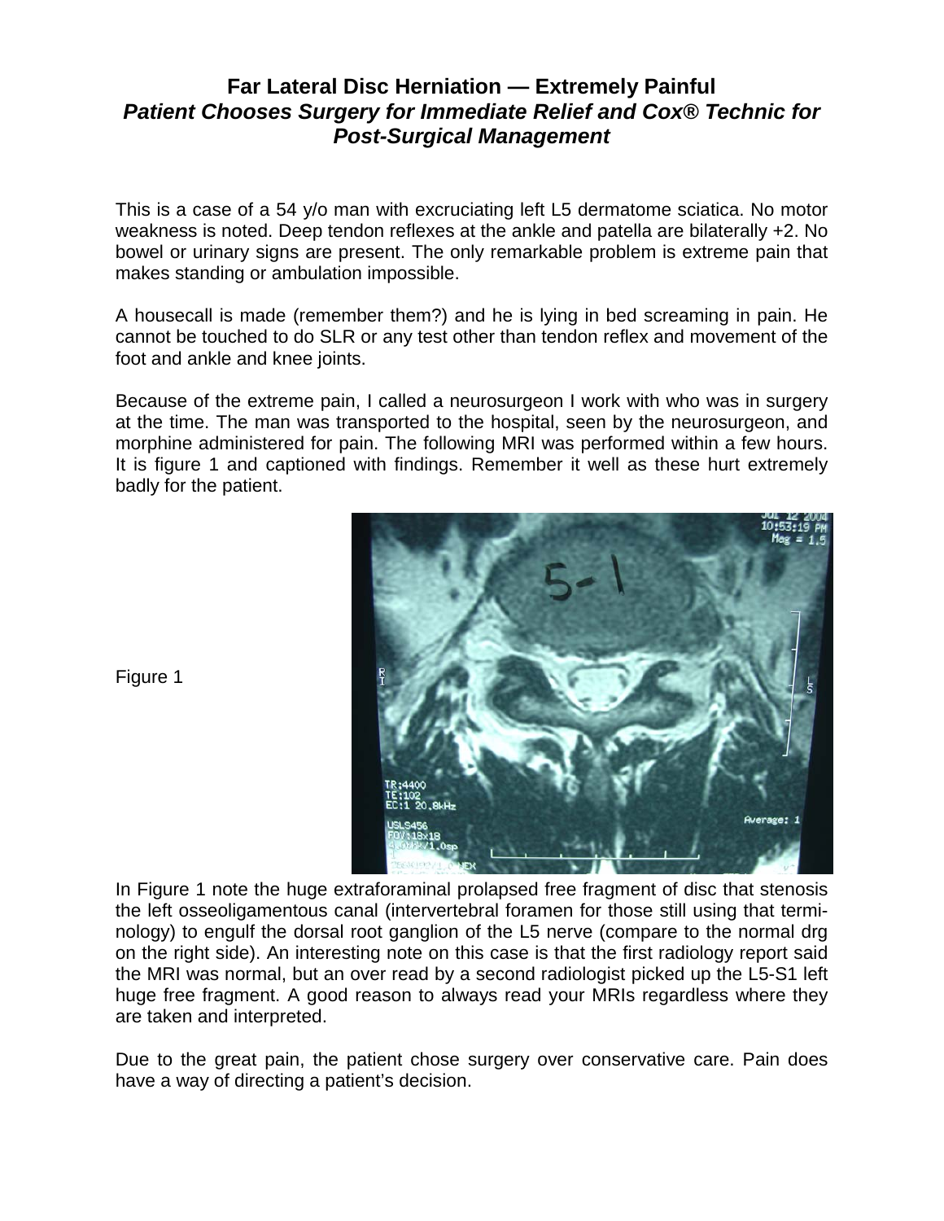# Far Lateral Disc Herniation — Extremely Painful

## *Patient Chooses Surgery for Immediate Relief and Cox® Technic for Post-Surgical Management*

This is a case of a 54 y/o man with excruciating left L5 dermatome sciatica. No motor weakness is noted. Deep tendon reflexes at the ankle and patella are bilaterally +2. No bowel or urinary signs are present. The only remarkable problem is extreme pain that makes standing or ambulation impossible.

A housecall is made (remember them?) and he is lying in bed screaming in pain. He cannot be touched to do SLR or any test other than tendon reflex and movement of the foot and ankle and knee joints.

Because of the extreme pain, I called a neurosurgeon I work with who was in surgery at the time. The man was transported to the hospital, seen by the neurosurgeon, and morphine administered for pain. The following MRI was performed within a few hours. It is figure 1 and captioned with findings. Remember it well as these hurt extremely badly for the patient.

Figure 1

In Figure 1 note the huge extraforaminal prolapsed free fragment of disc that stenosis the left osseoligamentous canal (intervertebral foramen for those still using that terminology) to engulf the dorsal root ganglion of the L5 nerve (compare to the normal drg on the right side). An interesting note on this case is that the first radiology report said the MRI was normal, but an over read by a second radiologist picked up the L5-S1 left huge free fragment. A good reason to always read your MRIs regardless where they are taken and interpreted.

Due to the great pain, the patient chose surgery over conservative care. Pain does have a way of directing a patient's decision.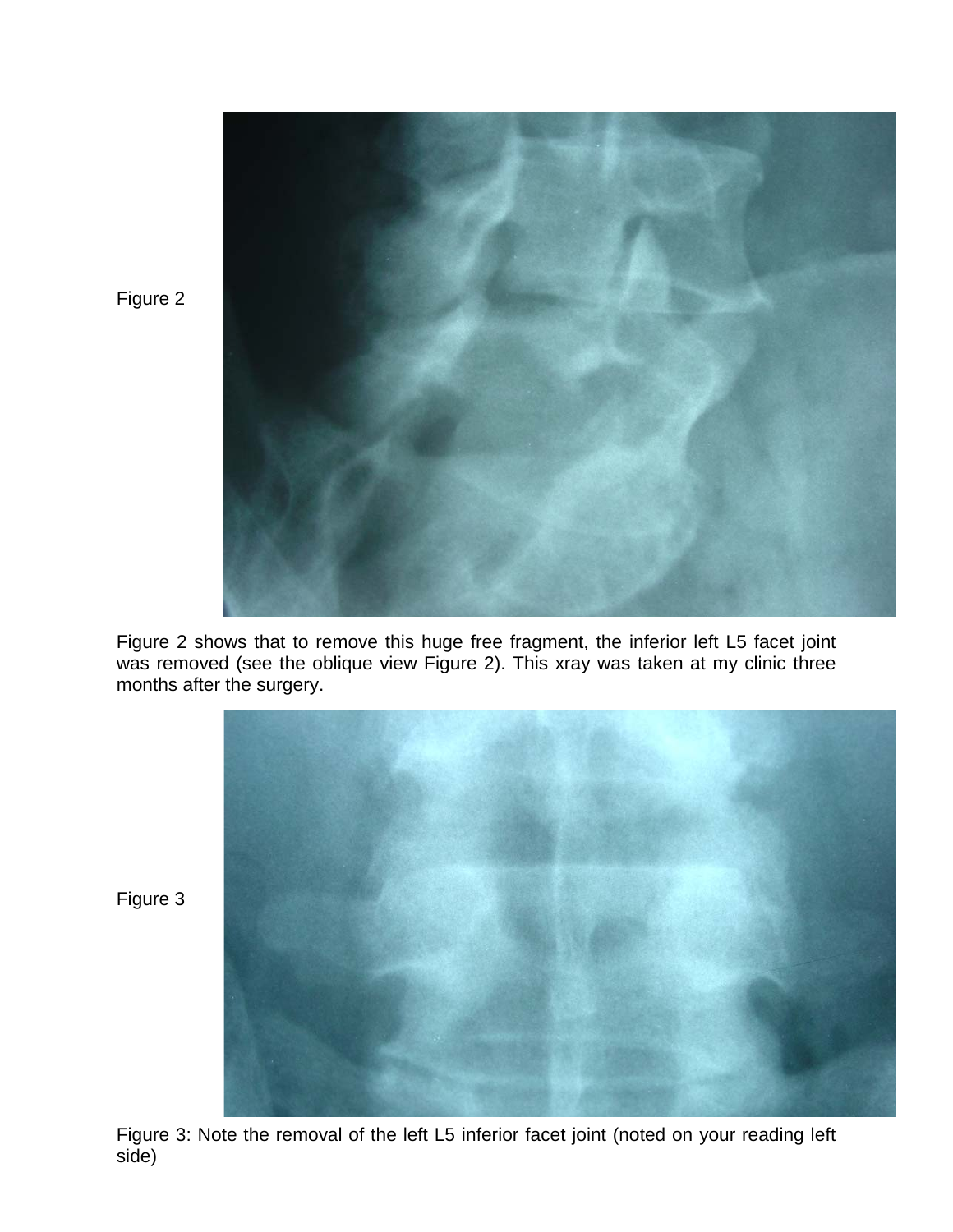Figure 2

Figure 2 shows that to remove this huge free fragment, the inferior left L5 facet joint was removed (see the oblique view Figure 2). This xray was taken at my clinic three months after the surgery.

Figure 3

Figure 3: Note the removal of the left L5 inferior facet joint (noted on your reading left side)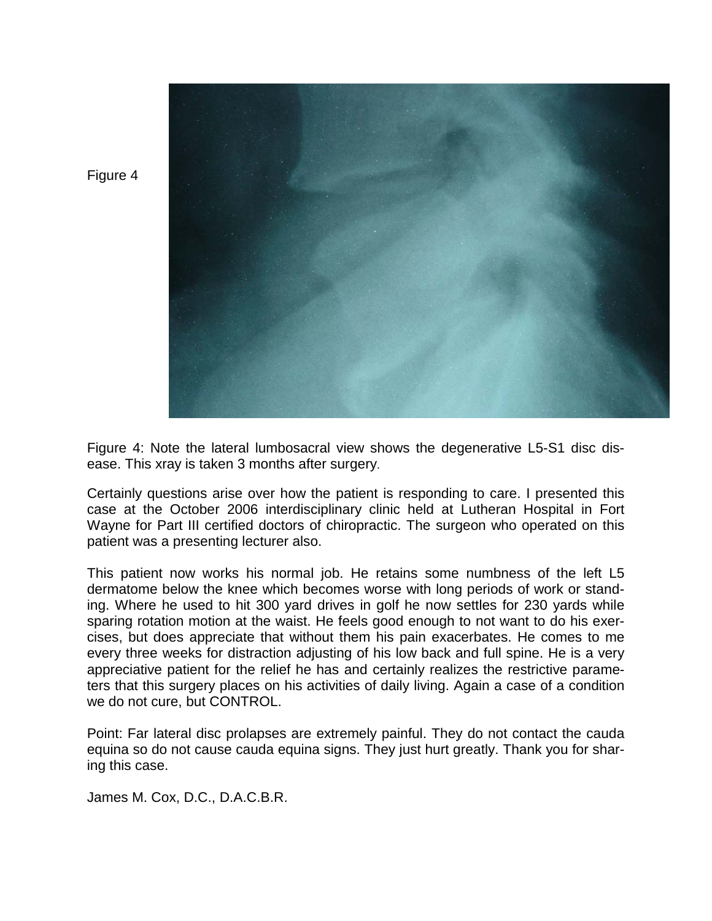Figure 4

Figure 4: Note the lateral lumbosacral view shows the degenerative L5-S1 disc disease. This xray is taken 3 months after surgery.

Certainly questions arise over how the patient is responding to care. I presented this case at the October 2006 interdisciplinary clinic held at Lutheran Hospital in Fort Wayne for Part III certified doctors of chiropractic. The surgeon who operated on this patient was a presenting lecturer also.

This patient now works his normal job. He retains some numbness of the left L5 dermatome below the knee which becomes worse with long periods of work or standing. Where he used to hit 300 yard drives in golf he now settles for 230 yards while sparing rotation motion at the waist. He feels good enough to not want to do his exercises, but does appreciate that without them his pain exacerbates. He comes to me every three weeks for distraction adjusting of his low back and full spine. He is a very appreciative patient for the relief he has and certainly realizes the restrictive parameters that this surgery places on his activities of daily living. Again a case of a condition we do not cure, but CONTROL.

Point: Far lateral disc prolapses are extremely painful. They do not contact the cauda equina so do not cause cauda equina signs. They just hurt greatly. Thank you for sharing this case.

James M. Cox, D.C., D.A.C.B.R.